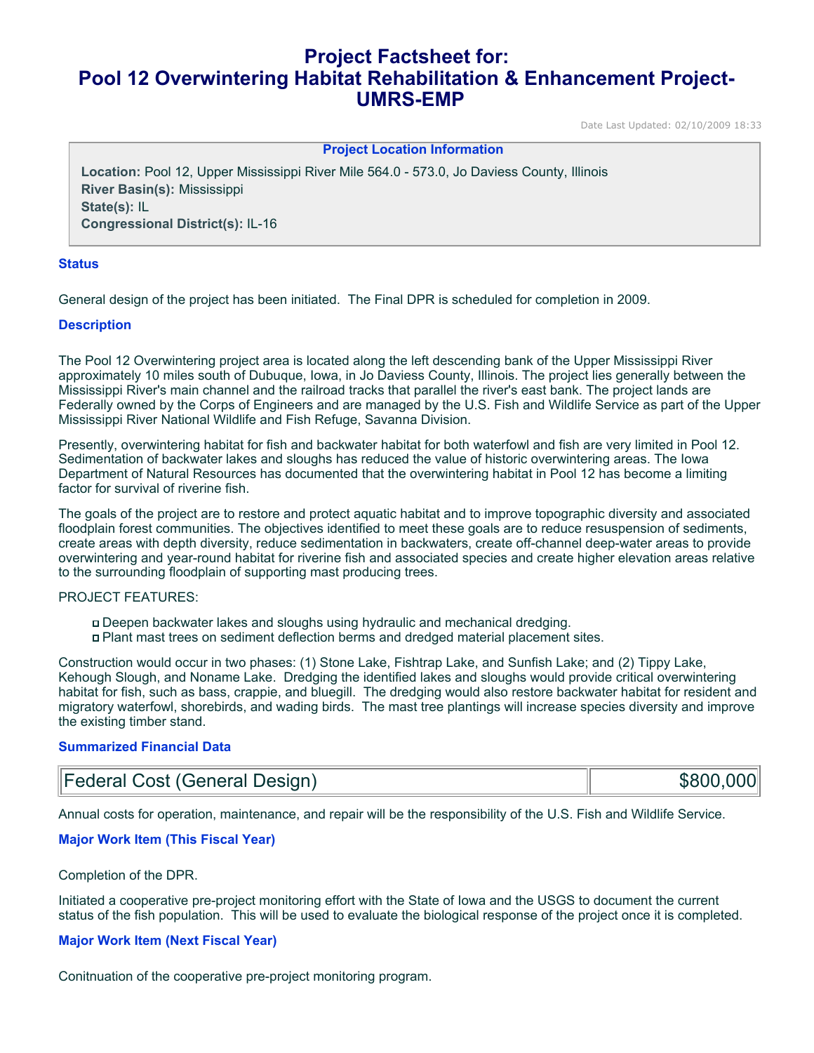# Project Factsheet for: Pool 12 Overwintering Habitat Rehabilitation & Enhancement Project-UMRS-EMP

Date Last Updated: 02/10/2009 18:33

### Project Location Information

**Location:** Pool 12, Upper Mississippi River Mile 564.0 - 573.0, Jo Daviess County, Illinois
**River Basin(s):** Mississippi
**State(s):** IL
**Congressional District(s):** IL-16

### Status

General design of the project has been initiated. The Final DPR is scheduled for completion in 2009.

### Description

The Pool 12 Overwintering project area is located along the left descending bank of the Upper Mississippi River approximately 10 miles south of Dubuque, Iowa, in Jo Daviess County, Illinois. The project lies generally between the Mississippi River's main channel and the railroad tracks that parallel the river's east bank. The project lands are Federally owned by the Corps of Engineers and are managed by the U.S. Fish and Wildlife Service as part of the Upper Mississippi River National Wildlife and Fish Refuge, Savanna Division.

Presently, overwintering habitat for fish and backwater habitat for both waterfowl and fish are very limited in Pool 12. Sedimentation of backwater lakes and sloughs has reduced the value of historic overwintering areas. The Iowa Department of Natural Resources has documented that the overwintering habitat in Pool 12 has become a limiting factor for survival of riverine fish.

The goals of the project are to restore and protect aquatic habitat and to improve topographic diversity and associated floodplain forest communities. The objectives identified to meet these goals are to reduce resuspension of sediments, create areas with depth diversity, reduce sedimentation in backwaters, create off-channel deep-water areas to provide overwintering and year-round habitat for riverine fish and associated species and create higher elevation areas relative to the surrounding floodplain of supporting mast producing trees.

PROJECT FEATURES:

- Deepen backwater lakes and sloughs using hydraulic and mechanical dredging.
- Plant mast trees on sediment deflection berms and dredged material placement sites.

Construction would occur in two phases: (1) Stone Lake, Fishtrap Lake, and Sunfish Lake; and (2) Tippy Lake, Kehough Slough, and Noname Lake. Dredging the identified lakes and sloughs would provide critical overwintering habitat for fish, such as bass, crappie, and bluegill. The dredging would also restore backwater habitat for resident and migratory waterfowl, shorebirds, and wading birds. The mast tree plantings will increase species diversity and improve the existing timber stand.

### Summarized Financial Data

| Federal Cost (General Design) | $800,000 |
|---|---|

Annual costs for operation, maintenance, and repair will be the responsibility of the U.S. Fish and Wildlife Service.

### Major Work Item (This Fiscal Year)

Completion of the DPR.

Initiated a cooperative pre-project monitoring effort with the State of Iowa and the USGS to document the current status of the fish population. This will be used to evaluate the biological response of the project once it is completed.

### Major Work Item (Next Fiscal Year)

Conitnuation of the cooperative pre-project monitoring program.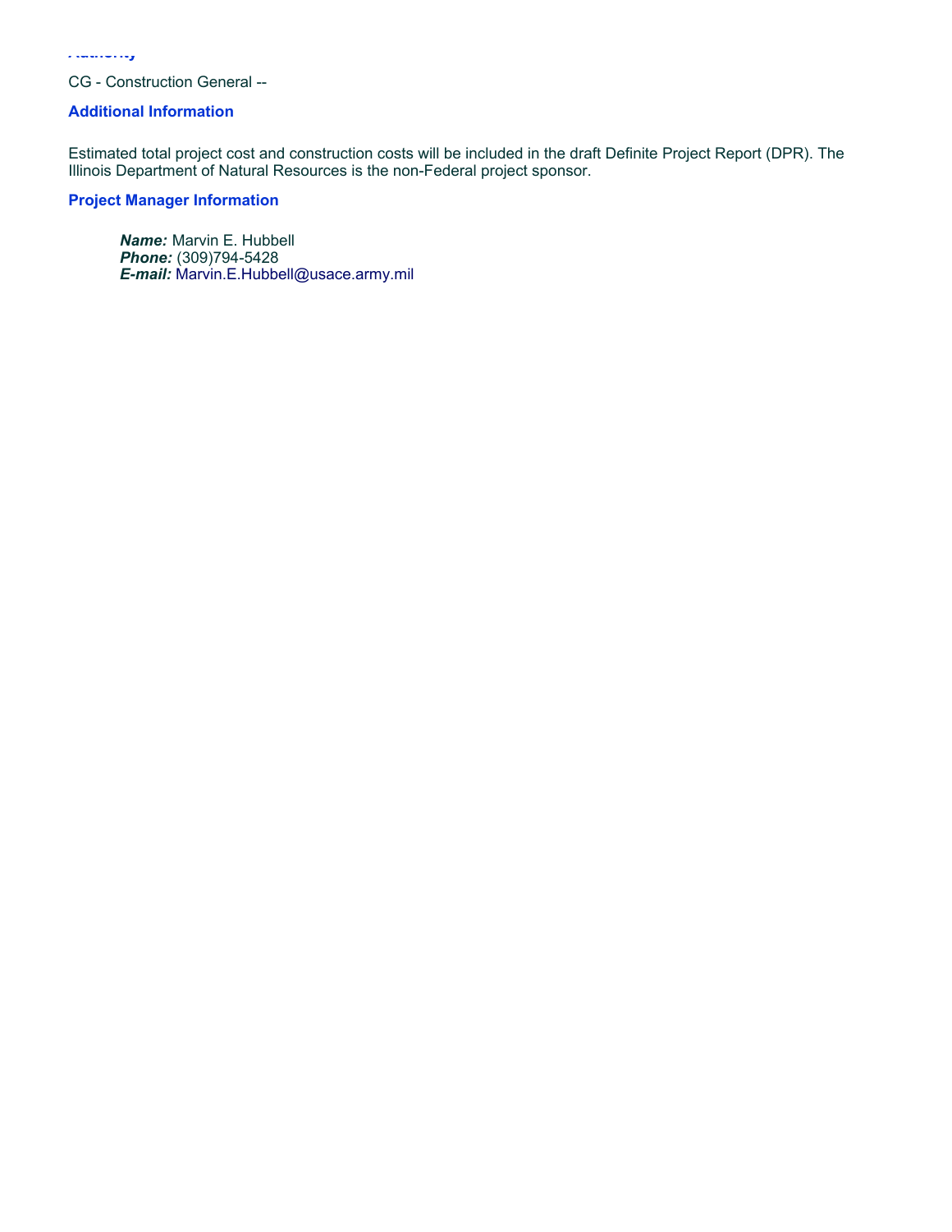#### Authority

CG - Construction General --

#### Additional Information

Estimated total project cost and construction costs will be included in the draft Definite Project Report (DPR). The Illinois Department of Natural Resources is the non-Federal project sponsor.

#### Project Manager Information

***Name:*** Marvin E. Hubbell
***Phone:*** (309)794-5428
***E-mail:*** Marvin.E.Hubbell@usace.army.mil